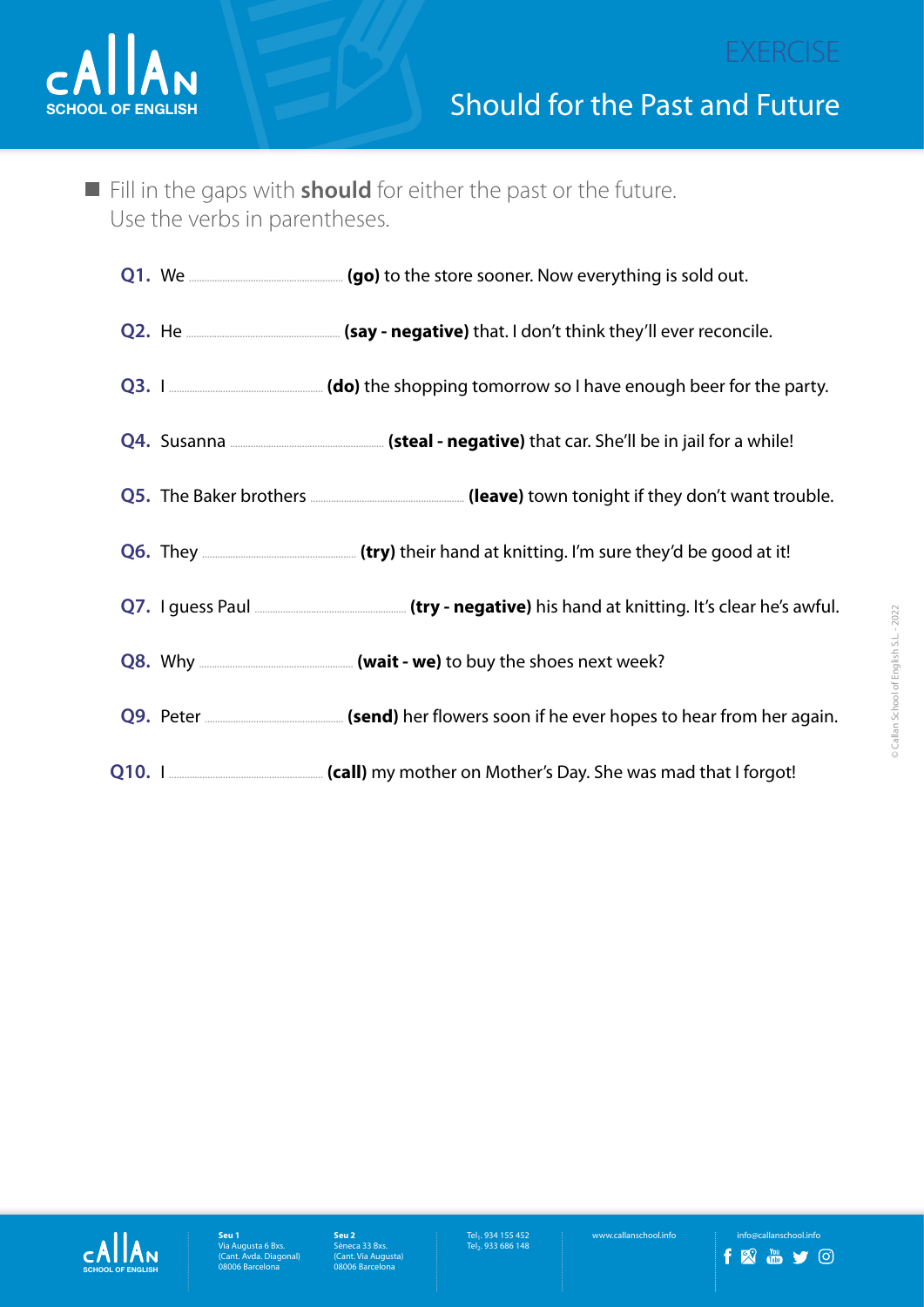# EXERCISE

## Should for the Past and Future

Fill in the gaps with **should** for either the past or the future. Use the verbs in parentheses.

**Q1.** We .................................... **(go)** to the store sooner. Now everything is sold out.

**Q2.** He .................................... **(say - negative)** that. I don't think they'll ever reconcile.

**Q3.** I .................................... **(do)** the shopping tomorrow so I have enough beer for the party.

**Q4.** Susanna .................................... **(steal - negative)** that car. She'll be in jail for a while!

**Q5.** The Baker brothers .................................... **(leave)** town tonight if they don't want trouble.

**Q6.** They .................................... **(try)** their hand at knitting. I'm sure they'd be good at it!

**Q7.** I guess Paul .................................... **(try - negative)** his hand at knitting. It's clear he's awful.

**Q8.** Why .................................... **(wait - we)** to buy the shoes next week?

**Q9.** Peter .................................... **(send)** her flowers soon if he ever hopes to hear from her again.

**Q10.** I .................................... **(call)** my mother on Mother's Day. She was mad that I forgot!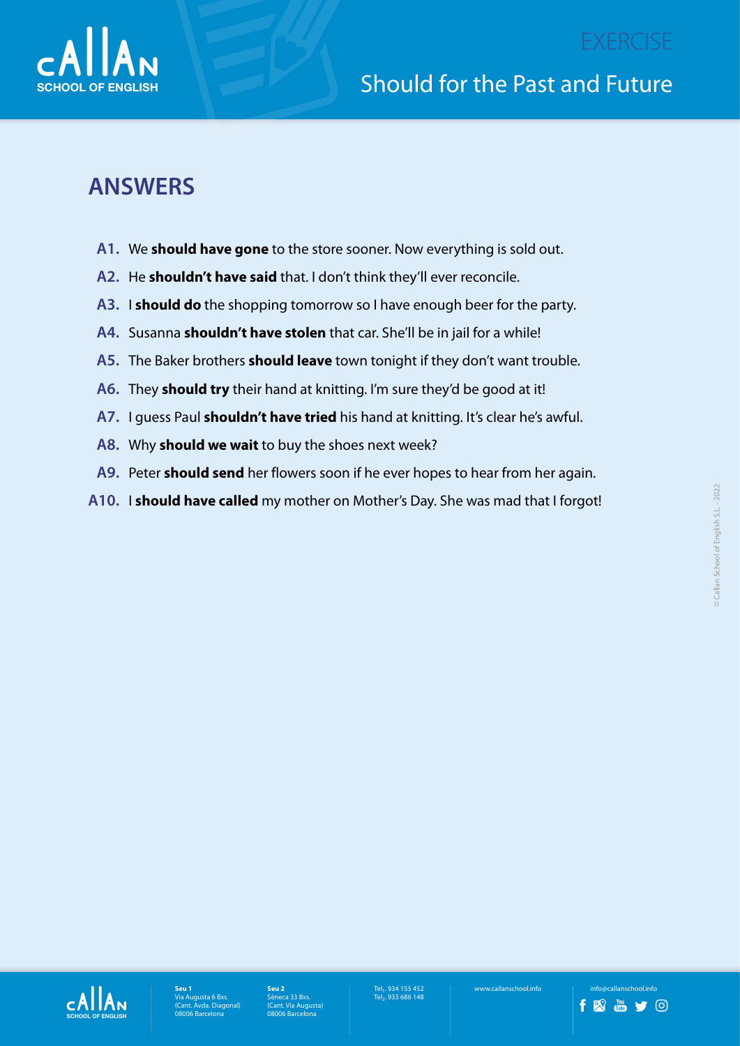# EXERCISE

## Should for the Past and Future

## ANSWERS

**A1.** We **should have gone** to the store sooner. Now everything is sold out.

**A2.** He **shouldn't have said** that. I don't think they'll ever reconcile.

**A3.** I **should do** the shopping tomorrow so I have enough beer for the party.

**A4.** Susanna **shouldn't have stolen** that car. She'll be in jail for a while!

**A5.** The Baker brothers **should leave** town tonight if they don't want trouble.

**A6.** They **should try** their hand at knitting. I'm sure they'd be good at it!

**A7.** I guess Paul **shouldn't have tried** his hand at knitting. It's clear he's awful.

**A8.** Why **should we wait** to buy the shoes next week?

**A9.** Peter **should send** her flowers soon if he ever hopes to hear from her again.

**A10.** I **should have called** my mother on Mother's Day. She was mad that I forgot!